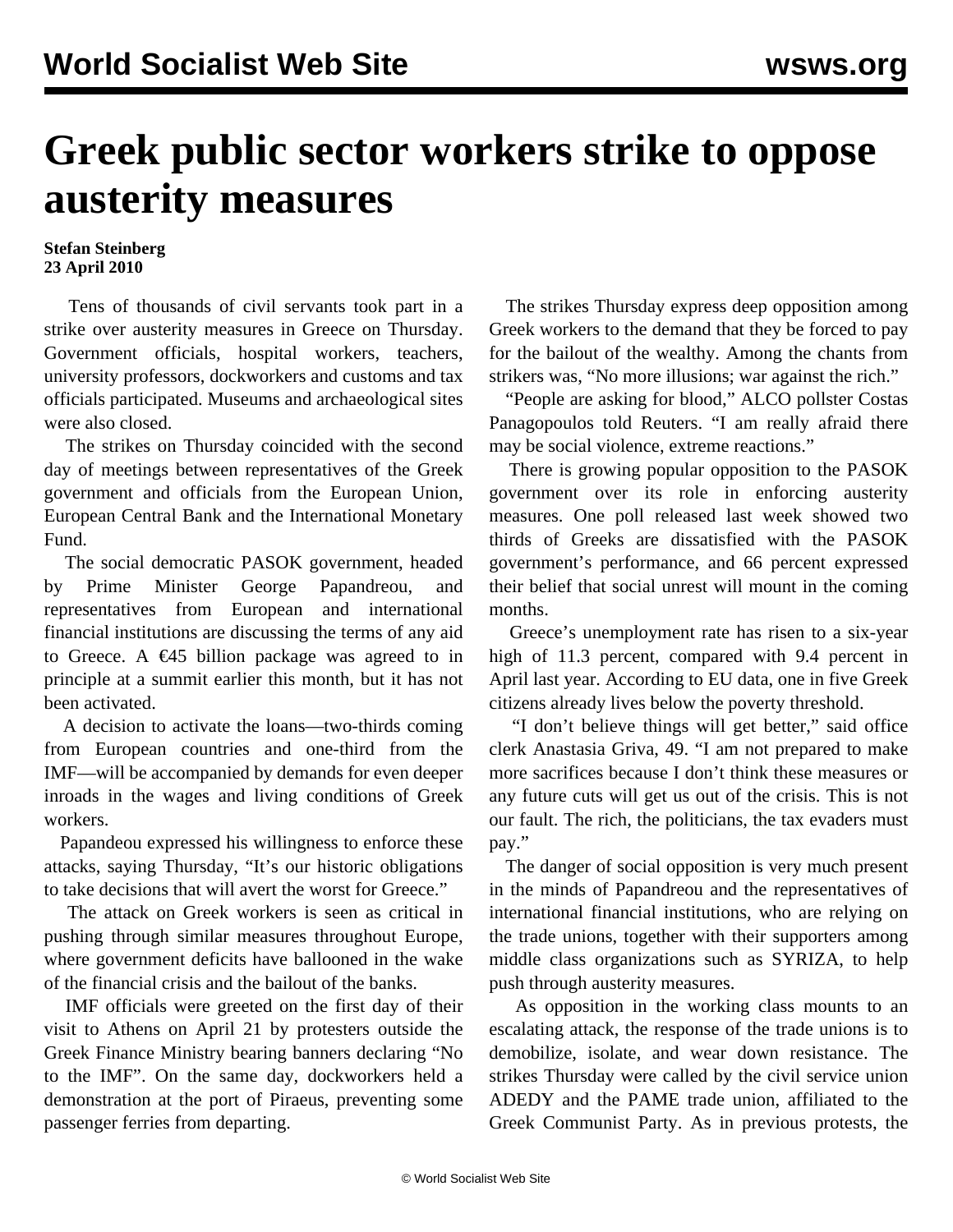# Greek public sector workers strike to oppose austerity measures

**Stefan Steinberg**
**23 April 2010**

Tens of thousands of civil servants took part in a strike over austerity measures in Greece on Thursday. Government officials, hospital workers, teachers, university professors, dockworkers and customs and tax officials participated. Museums and archaeological sites were also closed.

The strikes on Thursday coincided with the second day of meetings between representatives of the Greek government and officials from the European Union, European Central Bank and the International Monetary Fund.

The social democratic PASOK government, headed by Prime Minister George Papandreou, and representatives from European and international financial institutions are discussing the terms of any aid to Greece. A €45 billion package was agreed to in principle at a summit earlier this month, but it has not been activated.

A decision to activate the loans—two-thirds coming from European countries and one-third from the IMF—will be accompanied by demands for even deeper inroads in the wages and living conditions of Greek workers.

Papandeou expressed his willingness to enforce these attacks, saying Thursday, "It's our historic obligations to take decisions that will avert the worst for Greece."

The attack on Greek workers is seen as critical in pushing through similar measures throughout Europe, where government deficits have ballooned in the wake of the financial crisis and the bailout of the banks.

IMF officials were greeted on the first day of their visit to Athens on April 21 by protesters outside the Greek Finance Ministry bearing banners declaring "No to the IMF". On the same day, dockworkers held a demonstration at the port of Piraeus, preventing some passenger ferries from departing.

The strikes Thursday express deep opposition among Greek workers to the demand that they be forced to pay for the bailout of the wealthy. Among the chants from strikers was, "No more illusions; war against the rich."

"People are asking for blood," ALCO pollster Costas Panagopoulos told Reuters. "I am really afraid there may be social violence, extreme reactions."

There is growing popular opposition to the PASOK government over its role in enforcing austerity measures. One poll released last week showed two thirds of Greeks are dissatisfied with the PASOK government's performance, and 66 percent expressed their belief that social unrest will mount in the coming months.

Greece's unemployment rate has risen to a six-year high of 11.3 percent, compared with 9.4 percent in April last year. According to EU data, one in five Greek citizens already lives below the poverty threshold.

"I don't believe things will get better," said office clerk Anastasia Griva, 49. "I am not prepared to make more sacrifices because I don't think these measures or any future cuts will get us out of the crisis. This is not our fault. The rich, the politicians, the tax evaders must pay."

The danger of social opposition is very much present in the minds of Papandreou and the representatives of international financial institutions, who are relying on the trade unions, together with their supporters among middle class organizations such as SYRIZA, to help push through austerity measures.

As opposition in the working class mounts to an escalating attack, the response of the trade unions is to demobilize, isolate, and wear down resistance. The strikes Thursday were called by the civil service union ADEDY and the PAME trade union, affiliated to the Greek Communist Party. As in previous protests, the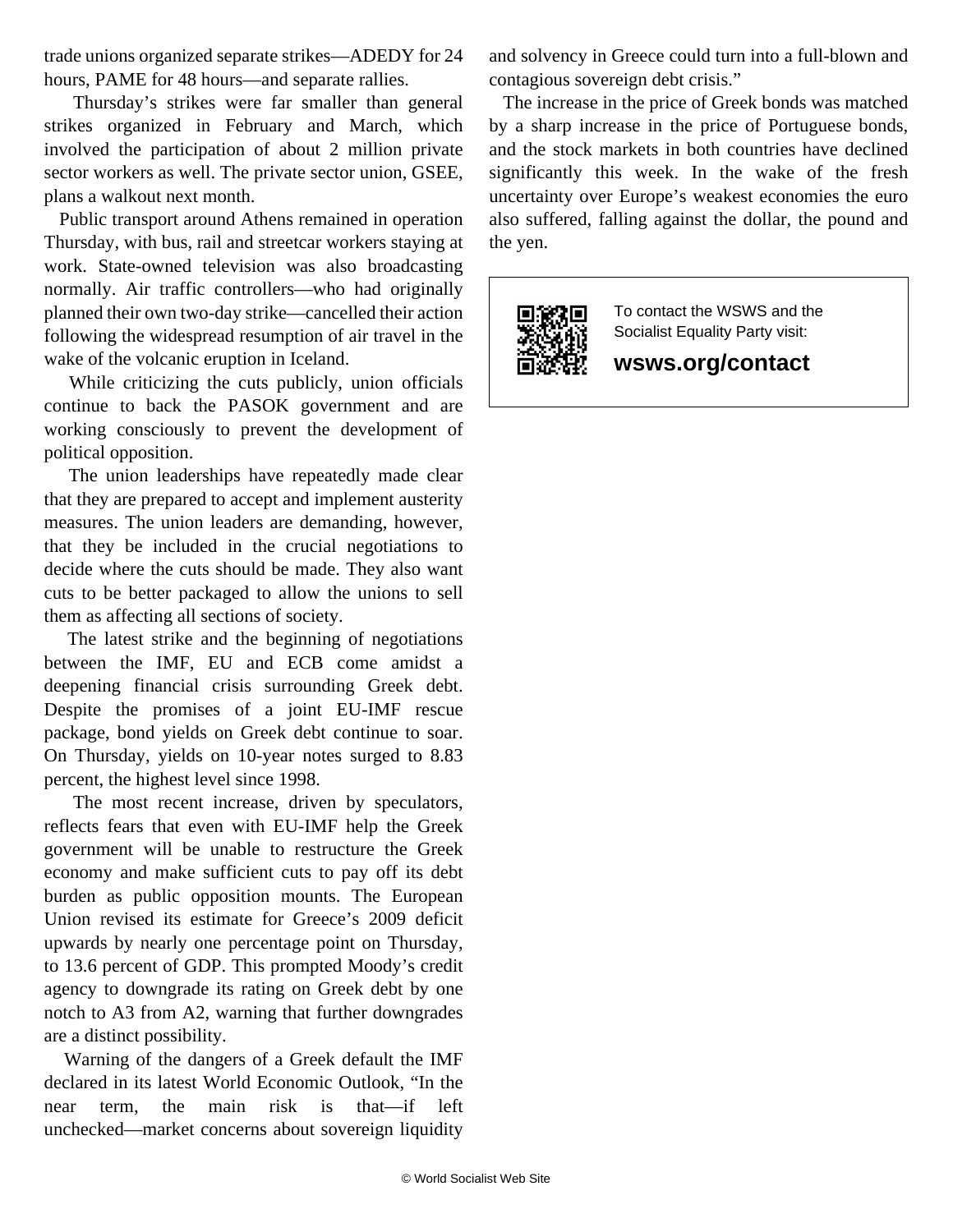trade unions organized separate strikes—ADEDY for 24 hours, PAME for 48 hours—and separate rallies.

Thursday's strikes were far smaller than general strikes organized in February and March, which involved the participation of about 2 million private sector workers as well. The private sector union, GSEE, plans a walkout next month.

Public transport around Athens remained in operation Thursday, with bus, rail and streetcar workers staying at work. State-owned television was also broadcasting normally. Air traffic controllers—who had originally planned their own two-day strike—cancelled their action following the widespread resumption of air travel in the wake of the volcanic eruption in Iceland.

While criticizing the cuts publicly, union officials continue to back the PASOK government and are working consciously to prevent the development of political opposition.

The union leaderships have repeatedly made clear that they are prepared to accept and implement austerity measures. The union leaders are demanding, however, that they be included in the crucial negotiations to decide where the cuts should be made. They also want cuts to be better packaged to allow the unions to sell them as affecting all sections of society.

The latest strike and the beginning of negotiations between the IMF, EU and ECB come amidst a deepening financial crisis surrounding Greek debt. Despite the promises of a joint EU-IMF rescue package, bond yields on Greek debt continue to soar. On Thursday, yields on 10-year notes surged to 8.83 percent, the highest level since 1998.

The most recent increase, driven by speculators, reflects fears that even with EU-IMF help the Greek government will be unable to restructure the Greek economy and make sufficient cuts to pay off its debt burden as public opposition mounts. The European Union revised its estimate for Greece's 2009 deficit upwards by nearly one percentage point on Thursday, to 13.6 percent of GDP. This prompted Moody's credit agency to downgrade its rating on Greek debt by one notch to A3 from A2, warning that further downgrades are a distinct possibility.

Warning of the dangers of a Greek default the IMF declared in its latest World Economic Outlook, "In the near term, the main risk is that—if left unchecked—market concerns about sovereign liquidity and solvency in Greece could turn into a full-blown and contagious sovereign debt crisis."

The increase in the price of Greek bonds was matched by a sharp increase in the price of Portuguese bonds, and the stock markets in both countries have declined significantly this week. In the wake of the fresh uncertainty over Europe's weakest economies the euro also suffered, falling against the dollar, the pound and the yen.

To contact the WSWS and the Socialist Equality Party visit:

**wsws.org/contact**